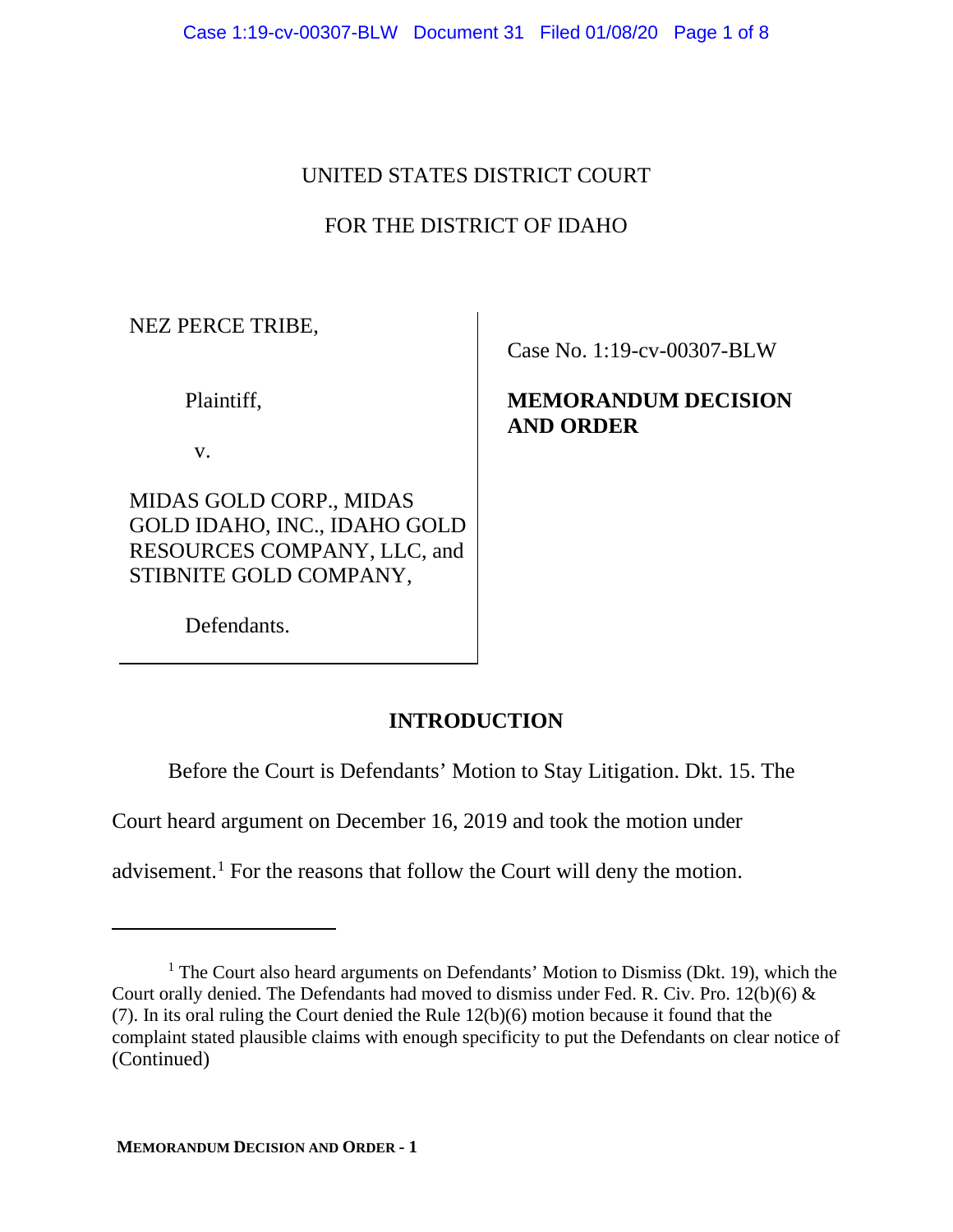UNITED STATES DISTRICT COURT

FOR THE DISTRICT OF IDAHO

NEZ PERCE TRIBE,

Plaintiff,

v.

MIDAS GOLD CORP., MIDAS GOLD IDAHO, INC., IDAHO GOLD RESOURCES COMPANY, LLC, and STIBNITE GOLD COMPANY,

Defendants.

Case No. 1:19-cv-00307-BLW

**MEMORANDUM DECISION AND ORDER**

## INTRODUCTION

Before the Court is Defendants' Motion to Stay Litigation. Dkt. 15. The Court heard argument on December 16, 2019 and took the motion under advisement.[1] For the reasons that follow the Court will deny the motion.

---

[1] The Court also heard arguments on Defendants' Motion to Dismiss (Dkt. 19), which the Court orally denied. The Defendants had moved to dismiss under Fed. R. Civ. Pro. 12(b)(6) & (7). In its oral ruling the Court denied the Rule 12(b)(6) motion because it found that the complaint stated plausible claims with enough specificity to put the Defendants on clear notice of (Continued)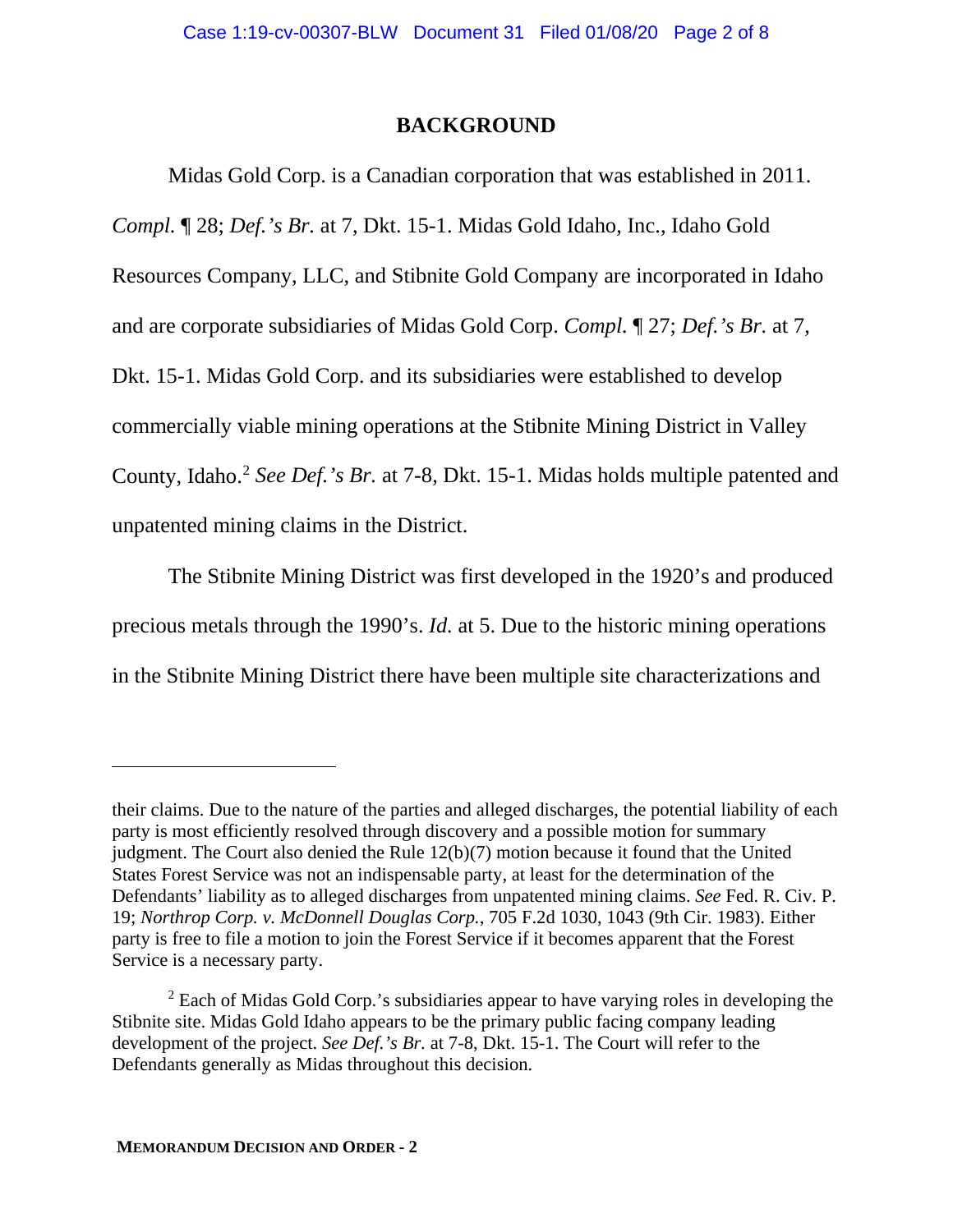## BACKGROUND

Midas Gold Corp. is a Canadian corporation that was established in 2011. *Compl.* ¶ 28; *Def.'s Br.* at 7, Dkt. 15-1. Midas Gold Idaho, Inc., Idaho Gold Resources Company, LLC, and Stibnite Gold Company are incorporated in Idaho and are corporate subsidiaries of Midas Gold Corp. *Compl.* ¶ 27; *Def.'s Br.* at 7, Dkt. 15-1. Midas Gold Corp. and its subsidiaries were established to develop commercially viable mining operations at the Stibnite Mining District in Valley County, Idaho.[2] *See Def.'s Br.* at 7-8, Dkt. 15-1. Midas holds multiple patented and unpatented mining claims in the District.

The Stibnite Mining District was first developed in the 1920's and produced precious metals through the 1990's. *Id.* at 5. Due to the historic mining operations in the Stibnite Mining District there have been multiple site characterizations and

---

their claims. Due to the nature of the parties and alleged discharges, the potential liability of each party is most efficiently resolved through discovery and a possible motion for summary judgment. The Court also denied the Rule 12(b)(7) motion because it found that the United States Forest Service was not an indispensable party, at least for the determination of the Defendants' liability as to alleged discharges from unpatented mining claims. *See* Fed. R. Civ. P. 19; *Northrop Corp. v. McDonnell Douglas Corp.*, 705 F.2d 1030, 1043 (9th Cir. 1983). Either party is free to file a motion to join the Forest Service if it becomes apparent that the Forest Service is a necessary party.

[2] Each of Midas Gold Corp.'s subsidiaries appear to have varying roles in developing the Stibnite site. Midas Gold Idaho appears to be the primary public facing company leading development of the project. *See Def.'s Br.* at 7-8, Dkt. 15-1. The Court will refer to the Defendants generally as Midas throughout this decision.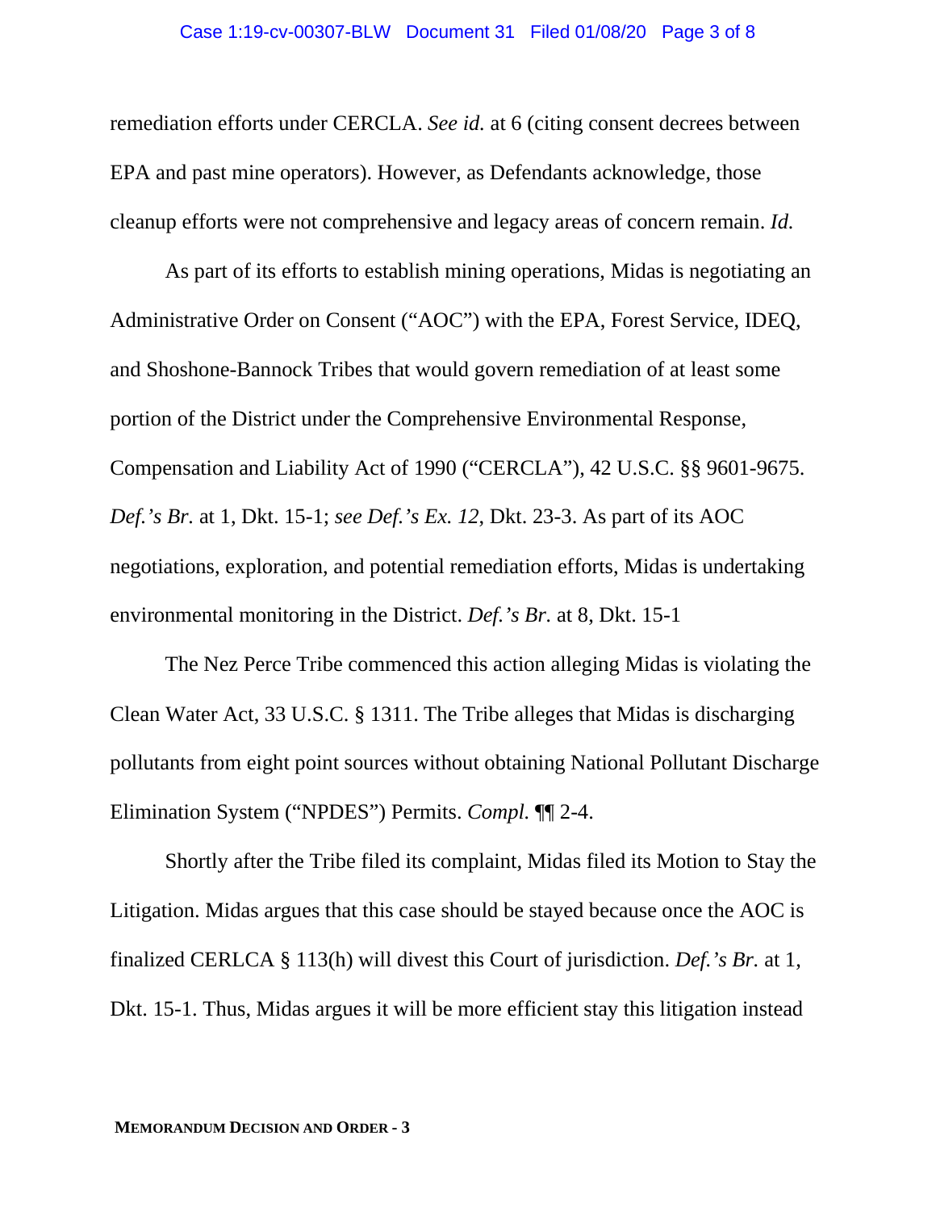remediation efforts under CERCLA. *See id.* at 6 (citing consent decrees between EPA and past mine operators). However, as Defendants acknowledge, those cleanup efforts were not comprehensive and legacy areas of concern remain. *Id.*

As part of its efforts to establish mining operations, Midas is negotiating an Administrative Order on Consent ("AOC") with the EPA, Forest Service, IDEQ, and Shoshone-Bannock Tribes that would govern remediation of at least some portion of the District under the Comprehensive Environmental Response, Compensation and Liability Act of 1990 ("CERCLA"), 42 U.S.C. §§ 9601-9675. *Def.'s Br.* at 1, Dkt. 15-1; *see Def.'s Ex. 12,* Dkt. 23-3. As part of its AOC negotiations, exploration, and potential remediation efforts, Midas is undertaking environmental monitoring in the District. *Def.'s Br.* at 8, Dkt. 15-1

The Nez Perce Tribe commenced this action alleging Midas is violating the Clean Water Act, 33 U.S.C. § 1311. The Tribe alleges that Midas is discharging pollutants from eight point sources without obtaining National Pollutant Discharge Elimination System ("NPDES") Permits. *Compl.* ¶¶ 2-4.

Shortly after the Tribe filed its complaint, Midas filed its Motion to Stay the Litigation. Midas argues that this case should be stayed because once the AOC is finalized CERLCA § 113(h) will divest this Court of jurisdiction. *Def.'s Br.* at 1, Dkt. 15-1. Thus, Midas argues it will be more efficient stay this litigation instead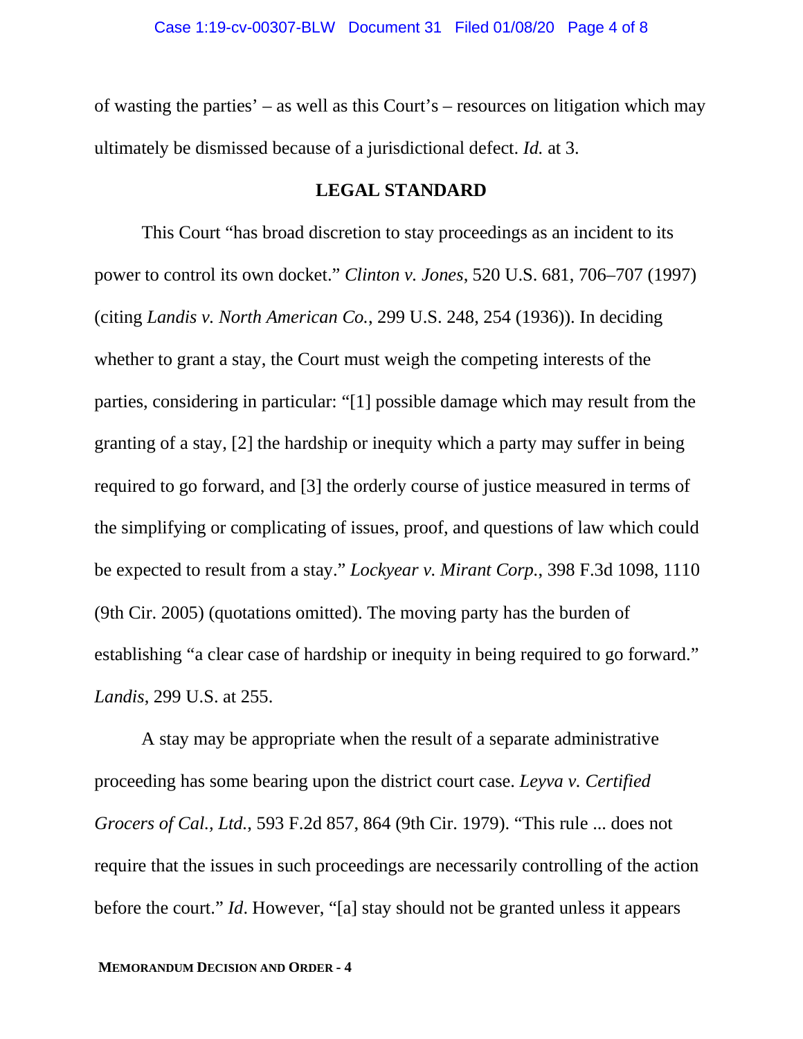of wasting the parties' – as well as this Court's – resources on litigation which may ultimately be dismissed because of a jurisdictional defect. *Id.* at 3.

## LEGAL STANDARD

This Court "has broad discretion to stay proceedings as an incident to its power to control its own docket." *Clinton v. Jones*, 520 U.S. 681, 706–707 (1997) (citing *Landis v. North American Co.*, 299 U.S. 248, 254 (1936)). In deciding whether to grant a stay, the Court must weigh the competing interests of the parties, considering in particular: "[1] possible damage which may result from the granting of a stay, [2] the hardship or inequity which a party may suffer in being required to go forward, and [3] the orderly course of justice measured in terms of the simplifying or complicating of issues, proof, and questions of law which could be expected to result from a stay." *Lockyear v. Mirant Corp.*, 398 F.3d 1098, 1110 (9th Cir. 2005) (quotations omitted). The moving party has the burden of establishing "a clear case of hardship or inequity in being required to go forward." *Landis*, 299 U.S. at 255.

A stay may be appropriate when the result of a separate administrative proceeding has some bearing upon the district court case. *Leyva v. Certified Grocers of Cal., Ltd.*, 593 F.2d 857, 864 (9th Cir. 1979). "This rule ... does not require that the issues in such proceedings are necessarily controlling of the action before the court." *Id*. However, "[a] stay should not be granted unless it appears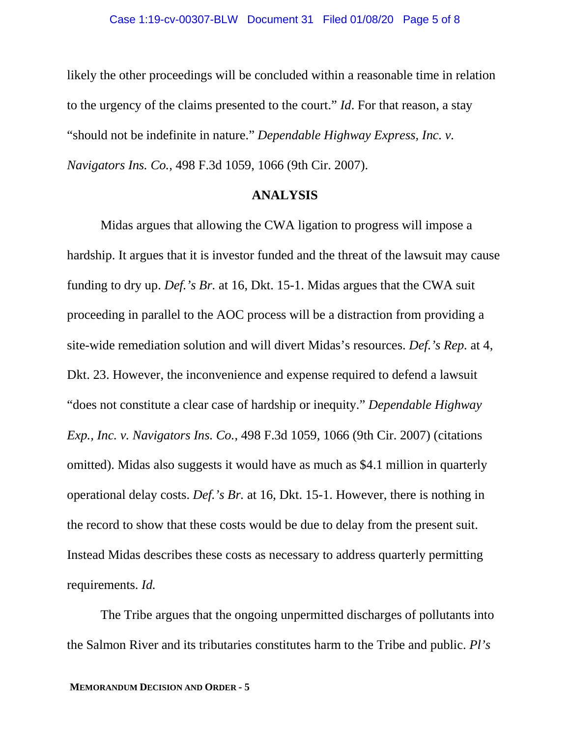likely the other proceedings will be concluded within a reasonable time in relation to the urgency of the claims presented to the court." *Id*. For that reason, a stay "should not be indefinite in nature." *Dependable Highway Express, Inc. v. Navigators Ins. Co.*, 498 F.3d 1059, 1066 (9th Cir. 2007).

## ANALYSIS

Midas argues that allowing the CWA ligation to progress will impose a hardship. It argues that it is investor funded and the threat of the lawsuit may cause funding to dry up. *Def.'s Br.* at 16, Dkt. 15-1. Midas argues that the CWA suit proceeding in parallel to the AOC process will be a distraction from providing a site-wide remediation solution and will divert Midas's resources. *Def.'s Rep.* at 4, Dkt. 23. However, the inconvenience and expense required to defend a lawsuit "does not constitute a clear case of hardship or inequity." *Dependable Highway Exp., Inc. v. Navigators Ins. Co.*, 498 F.3d 1059, 1066 (9th Cir. 2007) (citations omitted). Midas also suggests it would have as much as $4.1 million in quarterly operational delay costs. *Def.'s Br.* at 16, Dkt. 15-1. However, there is nothing in the record to show that these costs would be due to delay from the present suit. Instead Midas describes these costs as necessary to address quarterly permitting requirements. *Id.*

The Tribe argues that the ongoing unpermitted discharges of pollutants into the Salmon River and its tributaries constitutes harm to the Tribe and public. *Pl's*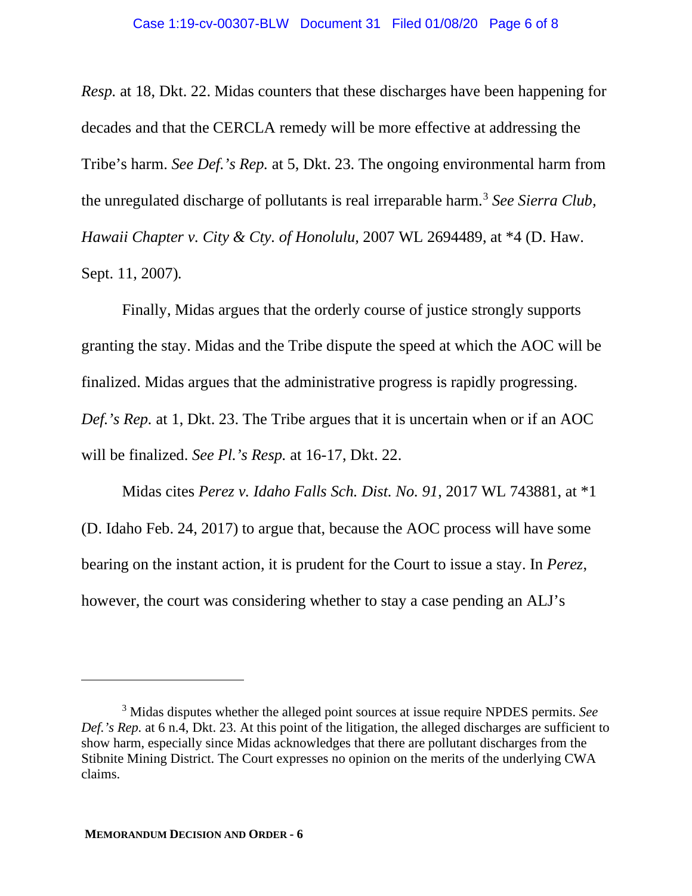*Resp.* at 18, Dkt. 22. Midas counters that these discharges have been happening for decades and that the CERCLA remedy will be more effective at addressing the Tribe's harm. *See Def.'s Rep.* at 5, Dkt. 23. The ongoing environmental harm from the unregulated discharge of pollutants is real irreparable harm.[3] *See Sierra Club, Hawaii Chapter v. City & Cty. of Honolulu,* 2007 WL 2694489, at *4 (D. Haw. Sept. 11, 2007).

Finally, Midas argues that the orderly course of justice strongly supports granting the stay. Midas and the Tribe dispute the speed at which the AOC will be finalized. Midas argues that the administrative progress is rapidly progressing. *Def.'s Rep.* at 1, Dkt. 23. The Tribe argues that it is uncertain when or if an AOC will be finalized. *See Pl.'s Resp.* at 16-17, Dkt. 22.

Midas cites *Perez v. Idaho Falls Sch. Dist. No. 91,* 2017 WL 743881, at *1 (D. Idaho Feb. 24, 2017) to argue that, because the AOC process will have some bearing on the instant action, it is prudent for the Court to issue a stay. In *Perez*, however, the court was considering whether to stay a case pending an ALJ's

---

[3] Midas disputes whether the alleged point sources at issue require NPDES permits. *See Def.'s Rep.* at 6 n.4, Dkt. 23. At this point of the litigation, the alleged discharges are sufficient to show harm, especially since Midas acknowledges that there are pollutant discharges from the Stibnite Mining District. The Court expresses no opinion on the merits of the underlying CWA claims.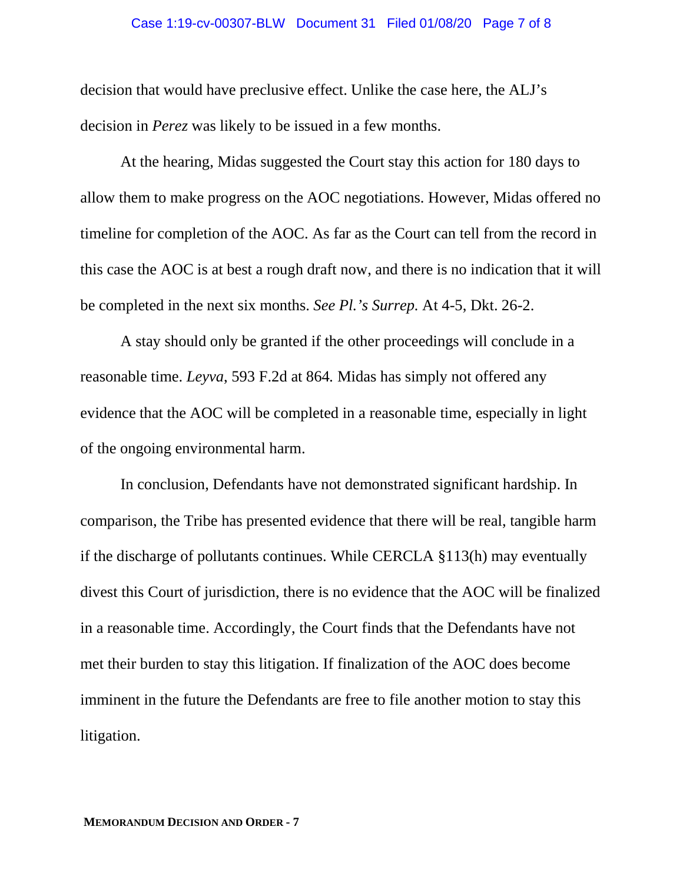decision that would have preclusive effect. Unlike the case here, the ALJ's decision in *Perez* was likely to be issued in a few months.

At the hearing, Midas suggested the Court stay this action for 180 days to allow them to make progress on the AOC negotiations. However, Midas offered no timeline for completion of the AOC. As far as the Court can tell from the record in this case the AOC is at best a rough draft now, and there is no indication that it will be completed in the next six months. *See Pl.'s Surrep.* At 4-5, Dkt. 26-2.

A stay should only be granted if the other proceedings will conclude in a reasonable time. *Leyva*, 593 F.2d at 864. Midas has simply not offered any evidence that the AOC will be completed in a reasonable time, especially in light of the ongoing environmental harm.

In conclusion, Defendants have not demonstrated significant hardship. In comparison, the Tribe has presented evidence that there will be real, tangible harm if the discharge of pollutants continues. While CERCLA §113(h) may eventually divest this Court of jurisdiction, there is no evidence that the AOC will be finalized in a reasonable time. Accordingly, the Court finds that the Defendants have not met their burden to stay this litigation. If finalization of the AOC does become imminent in the future the Defendants are free to file another motion to stay this litigation.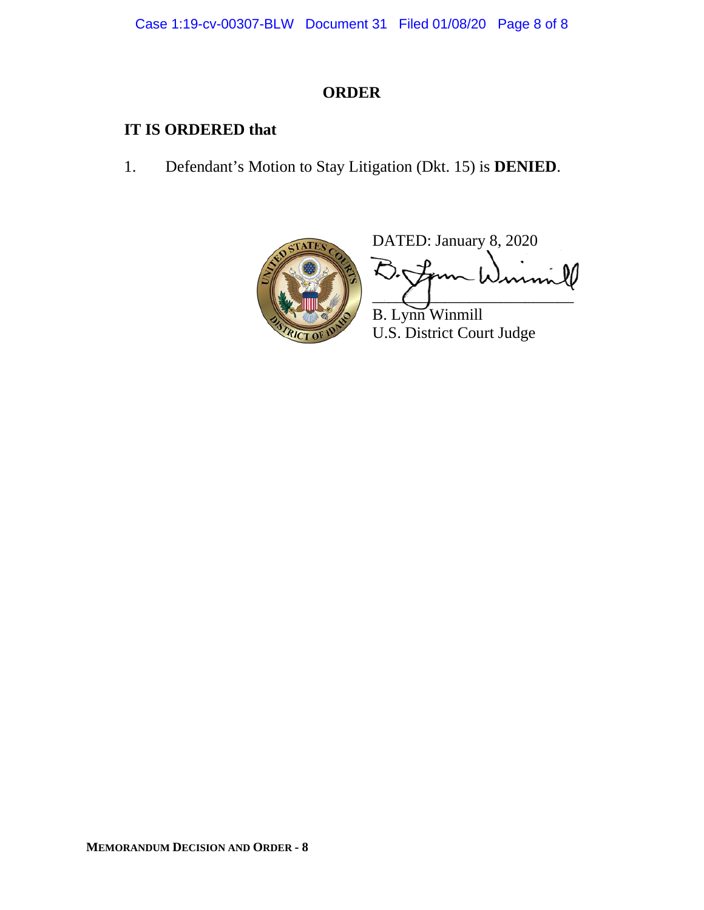## ORDER

**IT IS ORDERED that**

1. Defendant's Motion to Stay Litigation (Dkt. 15) is **DENIED**.

DATED: January 8, 2020

B. Lynn Winmill
U.S. District Court Judge